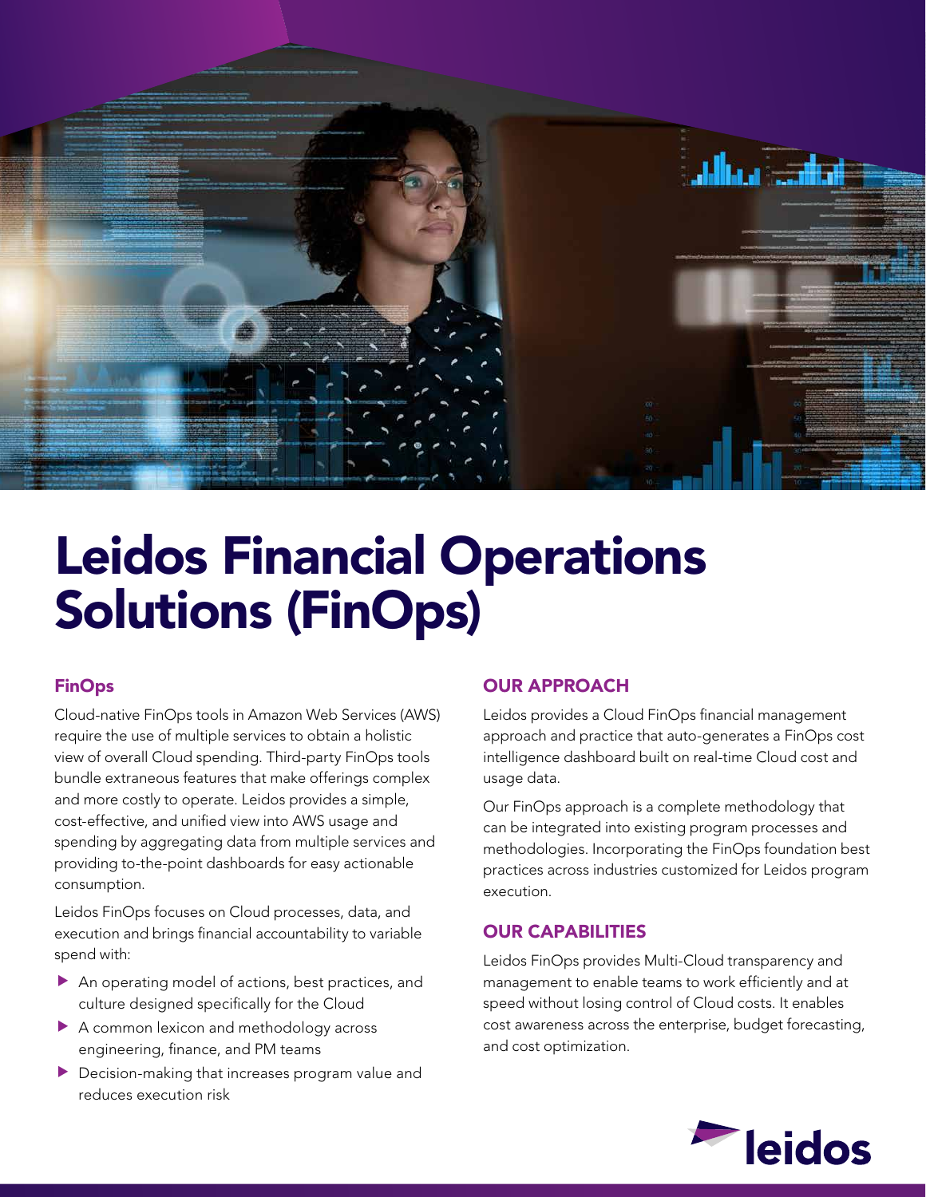# Leidos Financial Operations Solutions (FinOps)

## FinOps

Cloud-native FinOps tools in Amazon Web Services (AWS) require the use of multiple services to obtain a holistic view of overall Cloud spending. Third-party FinOps tools bundle extraneous features that make offerings complex and more costly to operate. Leidos provides a simple, cost-effective, and unified view into AWS usage and spending by aggregating data from multiple services and providing to-the-point dashboards for easy actionable consumption.

Leidos FinOps focuses on Cloud processes, data, and execution and brings financial accountability to variable spend with:

- An operating model of actions, best practices, and culture designed specifically for the Cloud
- A common lexicon and methodology across engineering, finance, and PM teams
- Decision-making that increases program value and reduces execution risk

## OUR APPROACH

Leidos provides a Cloud FinOps financial management approach and practice that auto-generates a FinOps cost intelligence dashboard built on real-time Cloud cost and usage data.

Our FinOps approach is a complete methodology that can be integrated into existing program processes and methodologies. Incorporating the FinOps foundation best practices across industries customized for Leidos program execution.

## OUR CAPABILITIES

Leidos FinOps provides Multi-Cloud transparency and management to enable teams to work efficiently and at speed without losing control of Cloud costs. It enables cost awareness across the enterprise, budget forecasting, and cost optimization.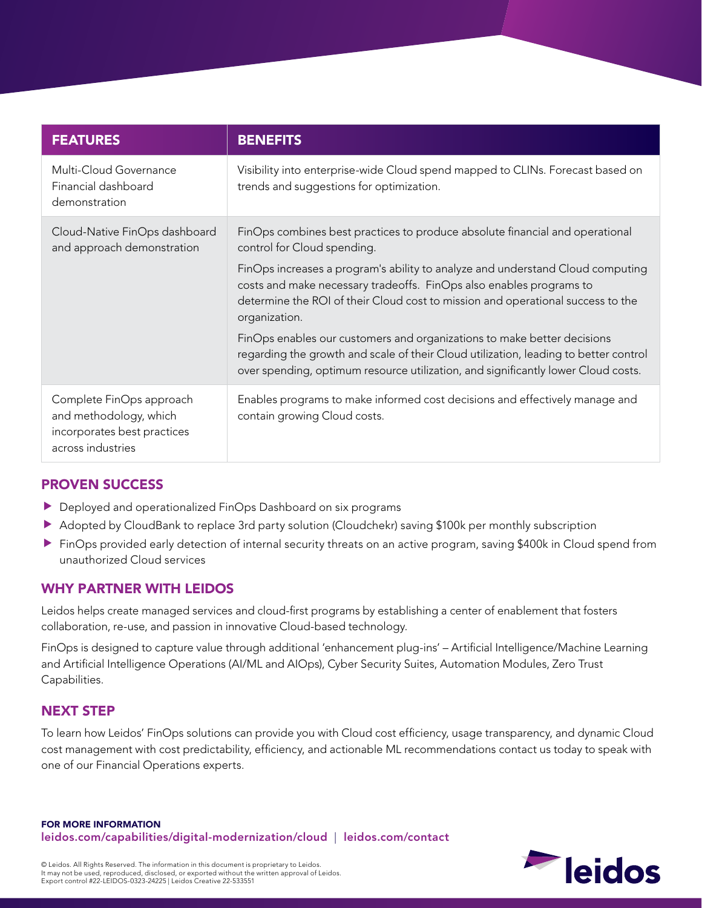| FEATURES | BENEFITS |
| --- | --- |
| Multi-Cloud Governance Financial dashboard demonstration | Visibility into enterprise-wide Cloud spend mapped to CLINs. Forecast based on trends and suggestions for optimization. |
| Cloud-Native FinOps dashboard and approach demonstration | FinOps combines best practices to produce absolute financial and operational control for Cloud spending. FinOps increases a program's ability to analyze and understand Cloud computing costs and make necessary tradeoffs. FinOps also enables programs to determine the ROI of their Cloud cost to mission and operational success to the organization. FinOps enables our customers and organizations to make better decisions regarding the growth and scale of their Cloud utilization, leading to better control over spending, optimum resource utilization, and significantly lower Cloud costs. |
| Complete FinOps approach and methodology, which incorporates best practices across industries | Enables programs to make informed cost decisions and effectively manage and contain growing Cloud costs. |

## PROVEN SUCCESS

- Deployed and operationalized FinOps Dashboard on six programs
- Adopted by CloudBank to replace 3rd party solution (Cloudchekr) saving $100k per monthly subscription
- FinOps provided early detection of internal security threats on an active program, saving $400k in Cloud spend from unauthorized Cloud services

## WHY PARTNER WITH LEIDOS

Leidos helps create managed services and cloud-first programs by establishing a center of enablement that fosters collaboration, re-use, and passion in innovative Cloud-based technology.

FinOps is designed to capture value through additional 'enhancement plug-ins' – Artificial Intelligence/Machine Learning and Artificial Intelligence Operations (AI/ML and AIOps), Cyber Security Suites, Automation Modules, Zero Trust Capabilities.

## NEXT STEP

To learn how Leidos' FinOps solutions can provide you with Cloud cost efficiency, usage transparency, and dynamic Cloud cost management with cost predictability, efficiency, and actionable ML recommendations contact us today to speak with one of our Financial Operations experts.

**FOR MORE INFORMATION**
leidos.com/capabilities/digital-modernization/cloud | leidos.com/contact

© Leidos. All Rights Reserved. The information in this document is proprietary to Leidos. It may not be used, reproduced, disclosed, or exported without the written approval of Leidos. Export control #22-LEIDOS-0323-24225 | Leidos Creative 22-533551

leidos